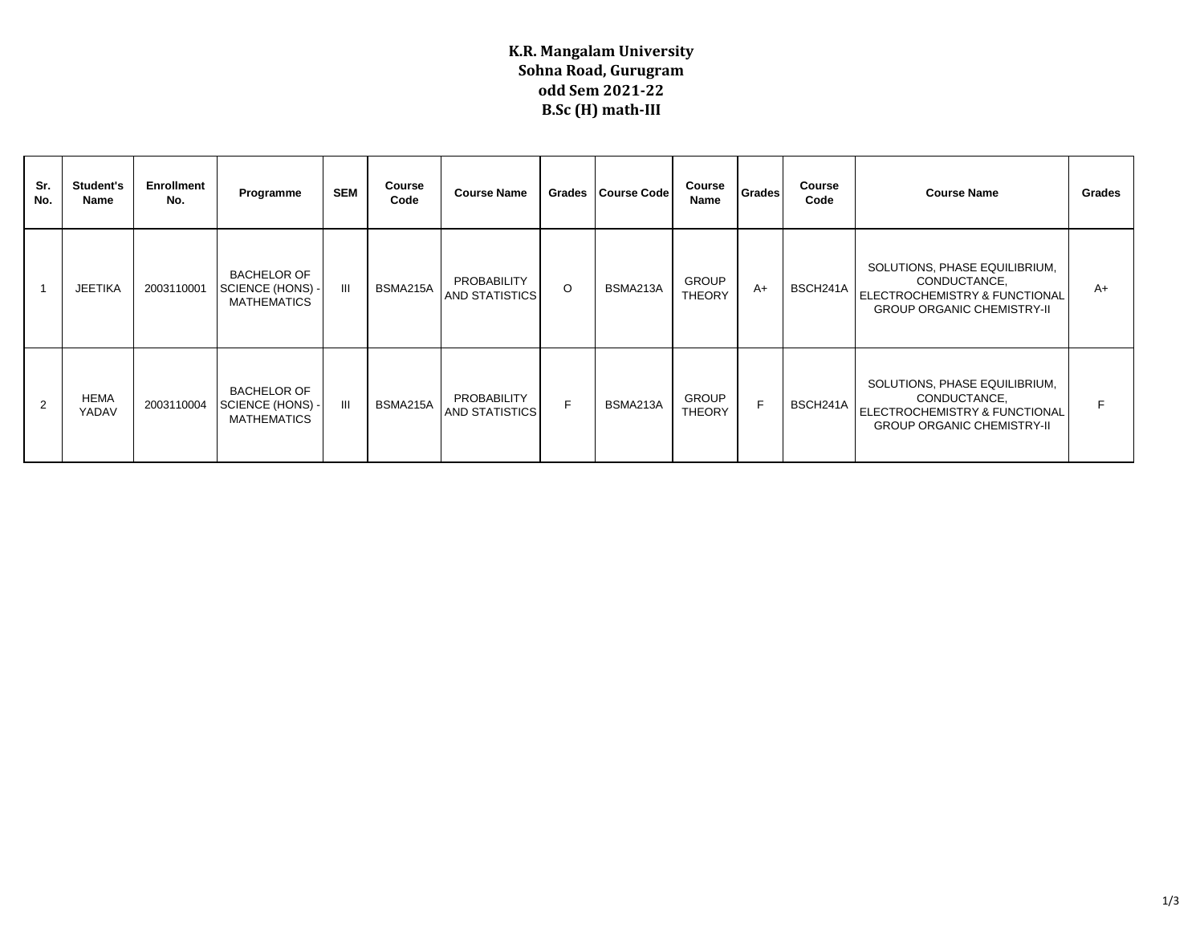**K.R. Mangalam University**
**Sohna Road, Gurugram**
**odd Sem 2021-22**
**B.Sc (H) math-III**

| Sr. No. | Student's Name | Enrollment No. | Programme | SEM | Course Code | Course Name | Grades | Course Code | Course Name | Grades | Course Code | Course Name | Grades |
|---|---|---|---|---|---|---|---|---|---|---|---|---|---|
| 1 | JEETIKA | 2003110001 | BACHELOR OF SCIENCE (HONS) - MATHEMATICS | III | BSMA215A | PROBABILITY AND STATISTICS | O | BSMA213A | GROUP THEORY | A+ | BSCH241A | SOLUTIONS, PHASE EQUILIBRIUM, CONDUCTANCE, ELECTROCHEMISTRY & FUNCTIONAL GROUP ORGANIC CHEMISTRY-II | A+ |
| 2 | HEMA YADAV | 2003110004 | BACHELOR OF SCIENCE (HONS) - MATHEMATICS | III | BSMA215A | PROBABILITY AND STATISTICS | F | BSMA213A | GROUP THEORY | F | BSCH241A | SOLUTIONS, PHASE EQUILIBRIUM, CONDUCTANCE, ELECTROCHEMISTRY & FUNCTIONAL GROUP ORGANIC CHEMISTRY-II | F |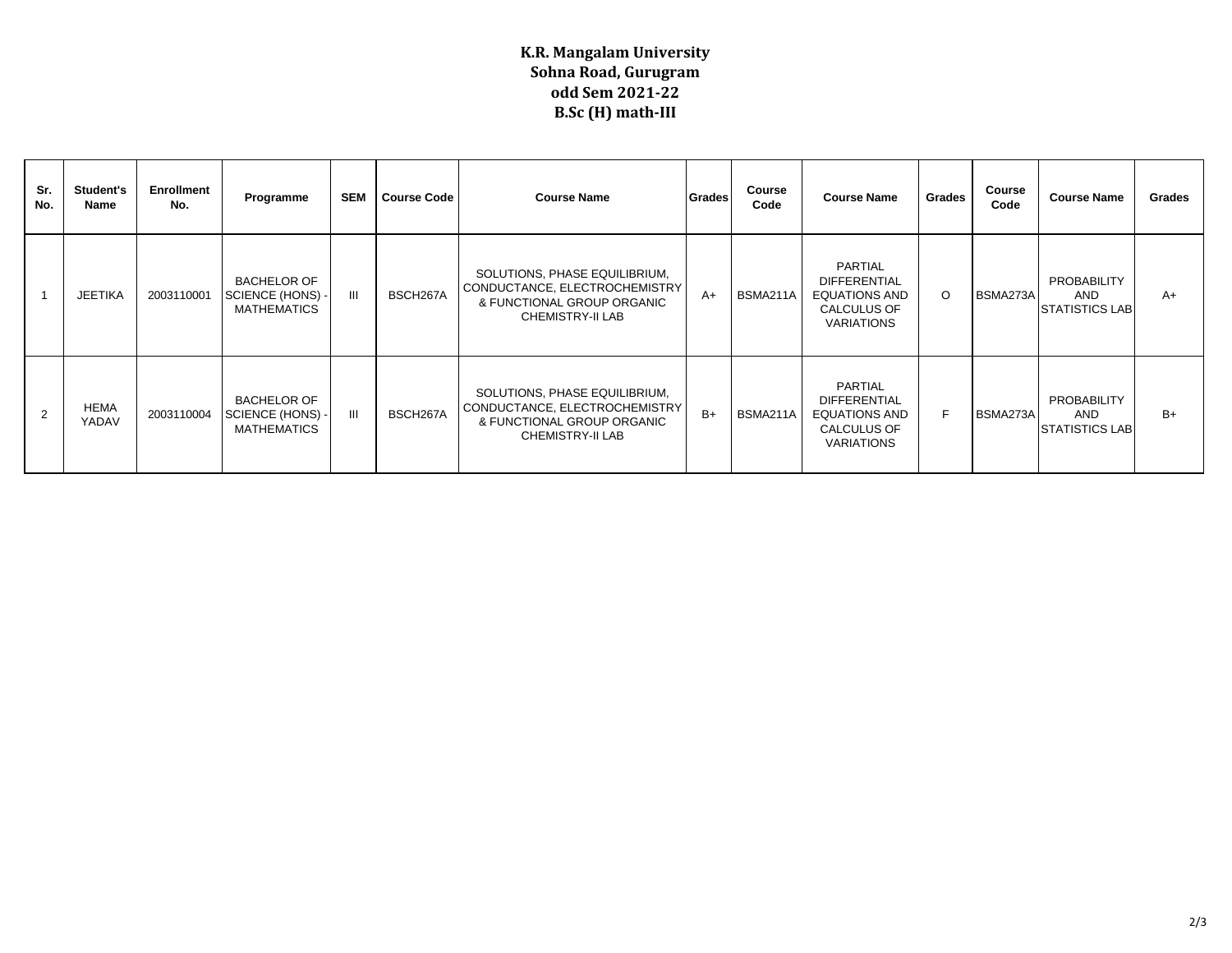**K.R. Mangalam University**
**Sohna Road, Gurugram**
**odd Sem 2021-22**
**B.Sc (H) math-III**

| Sr. No. | Student's Name | Enrollment No. | Programme | SEM | Course Code | Course Name | Grades | Course Code | Course Name | Grades | Course Code | Course Name | Grades |
|---|---|---|---|---|---|---|---|---|---|---|---|---|---|
| 1 | JEETIKA | 2003110001 | BACHELOR OF SCIENCE (HONS) - MATHEMATICS | III | BSCH267A | SOLUTIONS, PHASE EQUILIBRIUM, CONDUCTANCE, ELECTROCHEMISTRY & FUNCTIONAL GROUP ORGANIC CHEMISTRY-II LAB | A+ | BSMA211A | PARTIAL DIFFERENTIAL EQUATIONS AND CALCULUS OF VARIATIONS | O | BSMA273A | PROBABILITY AND STATISTICS LAB | A+ |
| 2 | HEMA YADAV | 2003110004 | BACHELOR OF SCIENCE (HONS) - MATHEMATICS | III | BSCH267A | SOLUTIONS, PHASE EQUILIBRIUM, CONDUCTANCE, ELECTROCHEMISTRY & FUNCTIONAL GROUP ORGANIC CHEMISTRY-II LAB | B+ | BSMA211A | PARTIAL DIFFERENTIAL EQUATIONS AND CALCULUS OF VARIATIONS | F | BSMA273A | PROBABILITY AND STATISTICS LAB | B+ |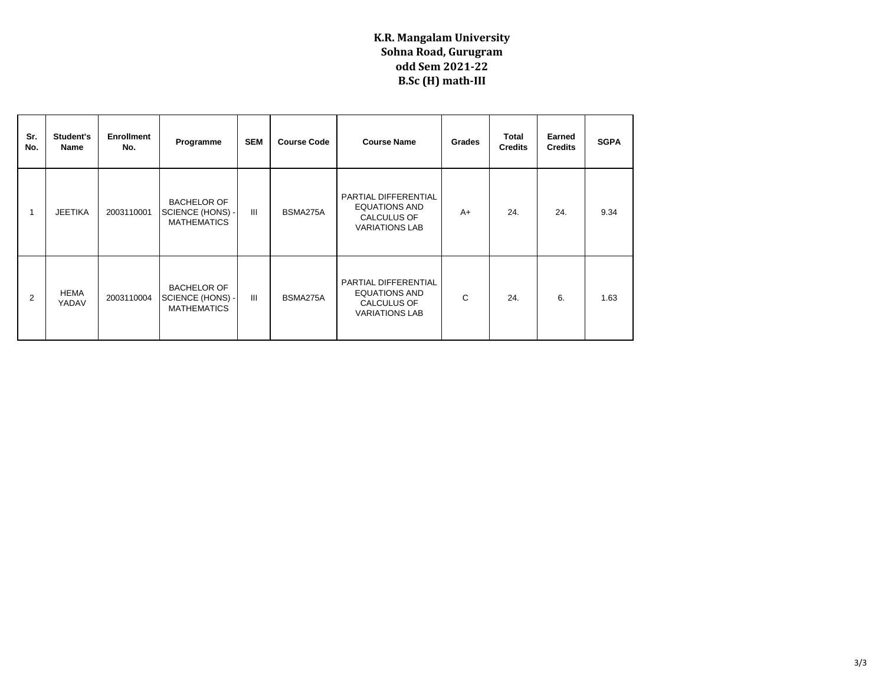**K.R. Mangalam University**
**Sohna Road, Gurugram**
**odd Sem 2021-22**
**B.Sc (H) math-III**

| Sr. No. | Student's Name | Enrollment No. | Programme | SEM | Course Code | Course Name | Grades | Total Credits | Earned Credits | SGPA |
|---|---|---|---|---|---|---|---|---|---|---|
| 1 | JEETIKA | 2003110001 | BACHELOR OF SCIENCE (HONS) - MATHEMATICS | III | BSMA275A | PARTIAL DIFFERENTIAL EQUATIONS AND CALCULUS OF VARIATIONS LAB | A+ | 24. | 24. | 9.34 |
| 2 | HEMA YADAV | 2003110004 | BACHELOR OF SCIENCE (HONS) - MATHEMATICS | III | BSMA275A | PARTIAL DIFFERENTIAL EQUATIONS AND CALCULUS OF VARIATIONS LAB | C | 24. | 6. | 1.63 |